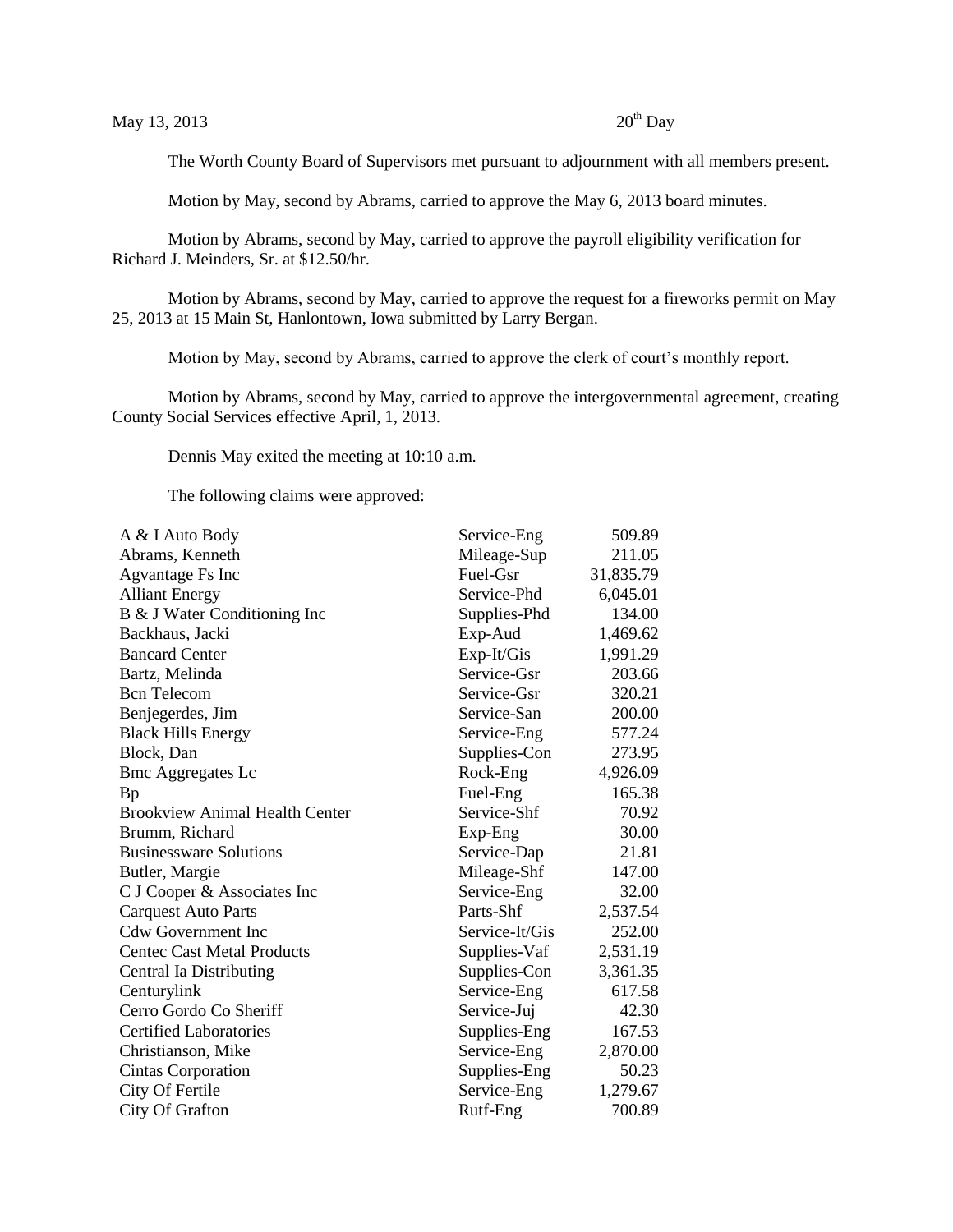May 13, 2013 20th Day

The Worth County Board of Supervisors met pursuant to adjournment with all members present.

Motion by May, second by Abrams, carried to approve the May 6, 2013 board minutes.

Motion by Abrams, second by May, carried to approve the payroll eligibility verification for Richard J. Meinders, Sr. at $12.50/hr.

Motion by Abrams, second by May, carried to approve the request for a fireworks permit on May 25, 2013 at 15 Main St, Hanlontown, Iowa submitted by Larry Bergan.

Motion by May, second by Abrams, carried to approve the clerk of court's monthly report.

Motion by Abrams, second by May, carried to approve the intergovernmental agreement, creating County Social Services effective April, 1, 2013.

Dennis May exited the meeting at 10:10 a.m.

The following claims were approved:

| | | |
|---|---|---|
| A & I Auto Body | Service-Eng | 509.89 |
| Abrams, Kenneth | Mileage-Sup | 211.05 |
| Agvantage Fs Inc | Fuel-Gsr | 31,835.79 |
| Alliant Energy | Service-Phd | 6,045.01 |
| B & J Water Conditioning Inc | Supplies-Phd | 134.00 |
| Backhaus, Jacki | Exp-Aud | 1,469.62 |
| Bancard Center | Exp-It/Gis | 1,991.29 |
| Bartz, Melinda | Service-Gsr | 203.66 |
| Bcn Telecom | Service-Gsr | 320.21 |
| Benjegerdes, Jim | Service-San | 200.00 |
| Black Hills Energy | Service-Eng | 577.24 |
| Block, Dan | Supplies-Con | 273.95 |
| Bmc Aggregates Lc | Rock-Eng | 4,926.09 |
| Bp | Fuel-Eng | 165.38 |
| Brookview Animal Health Center | Service-Shf | 70.92 |
| Brumm, Richard | Exp-Eng | 30.00 |
| Businessware Solutions | Service-Dap | 21.81 |
| Butler, Margie | Mileage-Shf | 147.00 |
| C J Cooper & Associates Inc | Service-Eng | 32.00 |
| Carquest Auto Parts | Parts-Shf | 2,537.54 |
| Cdw Government Inc | Service-It/Gis | 252.00 |
| Centec Cast Metal Products | Supplies-Vaf | 2,531.19 |
| Central Ia Distributing | Supplies-Con | 3,361.35 |
| Centurylink | Service-Eng | 617.58 |
| Cerro Gordo Co Sheriff | Service-Juj | 42.30 |
| Certified Laboratories | Supplies-Eng | 167.53 |
| Christianson, Mike | Service-Eng | 2,870.00 |
| Cintas Corporation | Supplies-Eng | 50.23 |
| City Of Fertile | Service-Eng | 1,279.67 |
| City Of Grafton | Rutf-Eng | 700.89 |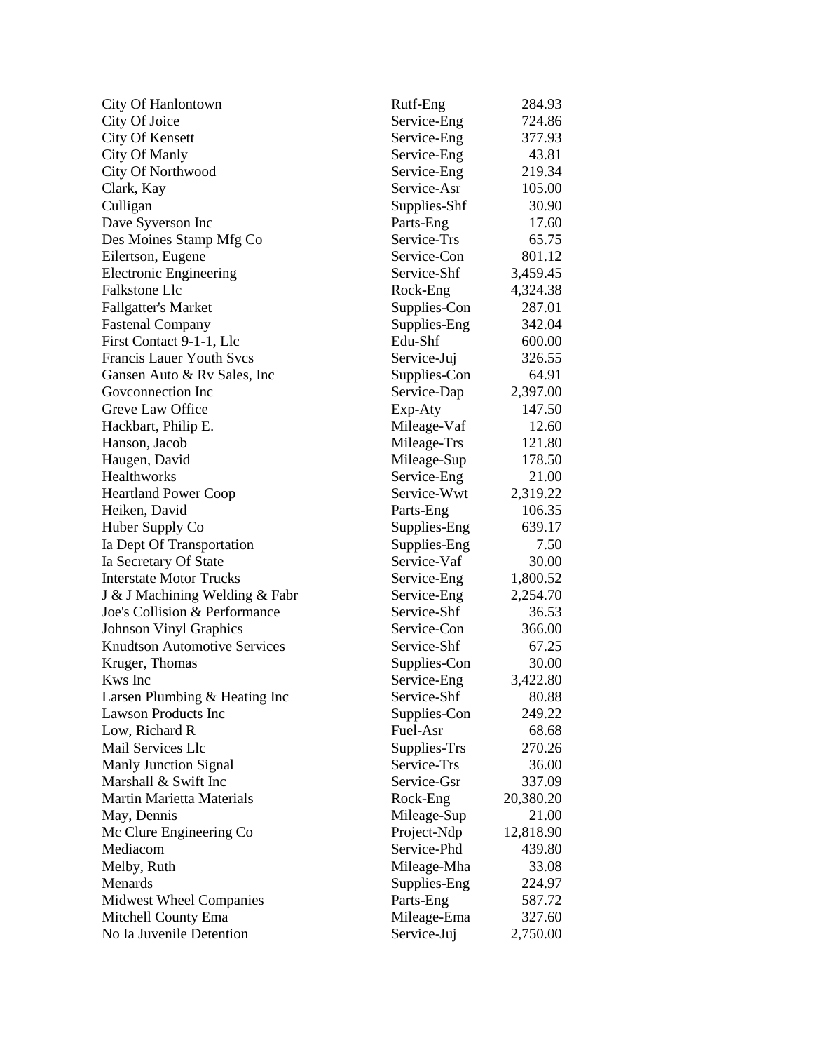| | | |
|---|---|---|
| City Of Hanlontown | Rutf-Eng | 284.93 |
| City Of Joice | Service-Eng | 724.86 |
| City Of Kensett | Service-Eng | 377.93 |
| City Of Manly | Service-Eng | 43.81 |
| City Of Northwood | Service-Eng | 219.34 |
| Clark, Kay | Service-Asr | 105.00 |
| Culligan | Supplies-Shf | 30.90 |
| Dave Syverson Inc | Parts-Eng | 17.60 |
| Des Moines Stamp Mfg Co | Service-Trs | 65.75 |
| Eilertson, Eugene | Service-Con | 801.12 |
| Electronic Engineering | Service-Shf | 3,459.45 |
| Falkstone Llc | Rock-Eng | 4,324.38 |
| Fallgatter's Market | Supplies-Con | 287.01 |
| Fastenal Company | Supplies-Eng | 342.04 |
| First Contact 9-1-1, Llc | Edu-Shf | 600.00 |
| Francis Lauer Youth Svcs | Service-Juj | 326.55 |
| Gansen Auto & Rv Sales, Inc | Supplies-Con | 64.91 |
| Govconnection Inc | Service-Dap | 2,397.00 |
| Greve Law Office | Exp-Aty | 147.50 |
| Hackbart, Philip E. | Mileage-Vaf | 12.60 |
| Hanson, Jacob | Mileage-Trs | 121.80 |
| Haugen, David | Mileage-Sup | 178.50 |
| Healthworks | Service-Eng | 21.00 |
| Heartland Power Coop | Service-Wwt | 2,319.22 |
| Heiken, David | Parts-Eng | 106.35 |
| Huber Supply Co | Supplies-Eng | 639.17 |
| Ia Dept Of Transportation | Supplies-Eng | 7.50 |
| Ia Secretary Of State | Service-Vaf | 30.00 |
| Interstate Motor Trucks | Service-Eng | 1,800.52 |
| J & J Machining Welding & Fabr | Service-Eng | 2,254.70 |
| Joe's Collision & Performance | Service-Shf | 36.53 |
| Johnson Vinyl Graphics | Service-Con | 366.00 |
| Knudtson Automotive Services | Service-Shf | 67.25 |
| Kruger, Thomas | Supplies-Con | 30.00 |
| Kws Inc | Service-Eng | 3,422.80 |
| Larsen Plumbing & Heating Inc | Service-Shf | 80.88 |
| Lawson Products Inc | Supplies-Con | 249.22 |
| Low, Richard R | Fuel-Asr | 68.68 |
| Mail Services Llc | Supplies-Trs | 270.26 |
| Manly Junction Signal | Service-Trs | 36.00 |
| Marshall & Swift Inc | Service-Gsr | 337.09 |
| Martin Marietta Materials | Rock-Eng | 20,380.20 |
| May, Dennis | Mileage-Sup | 21.00 |
| Mc Clure Engineering Co | Project-Ndp | 12,818.90 |
| Mediacom | Service-Phd | 439.80 |
| Melby, Ruth | Mileage-Mha | 33.08 |
| Menards | Supplies-Eng | 224.97 |
| Midwest Wheel Companies | Parts-Eng | 587.72 |
| Mitchell County Ema | Mileage-Ema | 327.60 |
| No Ia Juvenile Detention | Service-Juj | 2,750.00 |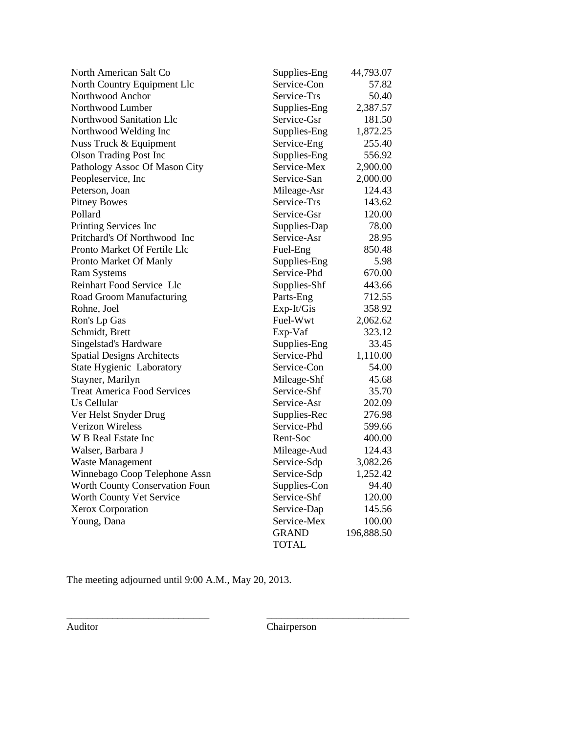| | | |
|---|---|---|
| North American Salt Co | Supplies-Eng | 44,793.07 |
| North Country Equipment Llc | Service-Con | 57.82 |
| Northwood Anchor | Service-Trs | 50.40 |
| Northwood Lumber | Supplies-Eng | 2,387.57 |
| Northwood Sanitation Llc | Service-Gsr | 181.50 |
| Northwood Welding Inc | Supplies-Eng | 1,872.25 |
| Nuss Truck & Equipment | Service-Eng | 255.40 |
| Olson Trading Post Inc | Supplies-Eng | 556.92 |
| Pathology Assoc Of Mason City | Service-Mex | 2,900.00 |
| Peopleservice, Inc | Service-San | 2,000.00 |
| Peterson, Joan | Mileage-Asr | 124.43 |
| Pitney Bowes | Service-Trs | 143.62 |
| Pollard | Service-Gsr | 120.00 |
| Printing Services Inc | Supplies-Dap | 78.00 |
| Pritchard's Of Northwood Inc | Service-Asr | 28.95 |
| Pronto Market Of Fertile Llc | Fuel-Eng | 850.48 |
| Pronto Market Of Manly | Supplies-Eng | 5.98 |
| Ram Systems | Service-Phd | 670.00 |
| Reinhart Food Service Llc | Supplies-Shf | 443.66 |
| Road Groom Manufacturing | Parts-Eng | 712.55 |
| Rohne, Joel | Exp-It/Gis | 358.92 |
| Ron's Lp Gas | Fuel-Wwt | 2,062.62 |
| Schmidt, Brett | Exp-Vaf | 323.12 |
| Singelstad's Hardware | Supplies-Eng | 33.45 |
| Spatial Designs Architects | Service-Phd | 1,110.00 |
| State Hygienic Laboratory | Service-Con | 54.00 |
| Stayner, Marilyn | Mileage-Shf | 45.68 |
| Treat America Food Services | Service-Shf | 35.70 |
| Us Cellular | Service-Asr | 202.09 |
| Ver Helst Snyder Drug | Supplies-Rec | 276.98 |
| Verizon Wireless | Service-Phd | 599.66 |
| W B Real Estate Inc | Rent-Soc | 400.00 |
| Walser, Barbara J | Mileage-Aud | 124.43 |
| Waste Management | Service-Sdp | 3,082.26 |
| Winnebago Coop Telephone Assn | Service-Sdp | 1,252.42 |
| Worth County Conservation Foun | Supplies-Con | 94.40 |
| Worth County Vet Service | Service-Shf | 120.00 |
| Xerox Corporation | Service-Dap | 145.56 |
| Young, Dana | Service-Mex | 100.00 |
| | GRAND TOTAL | 196,888.50 |

The meeting adjourned until 9:00 A.M., May 20, 2013.

_____________________________ _____________________________

Auditor Chairperson